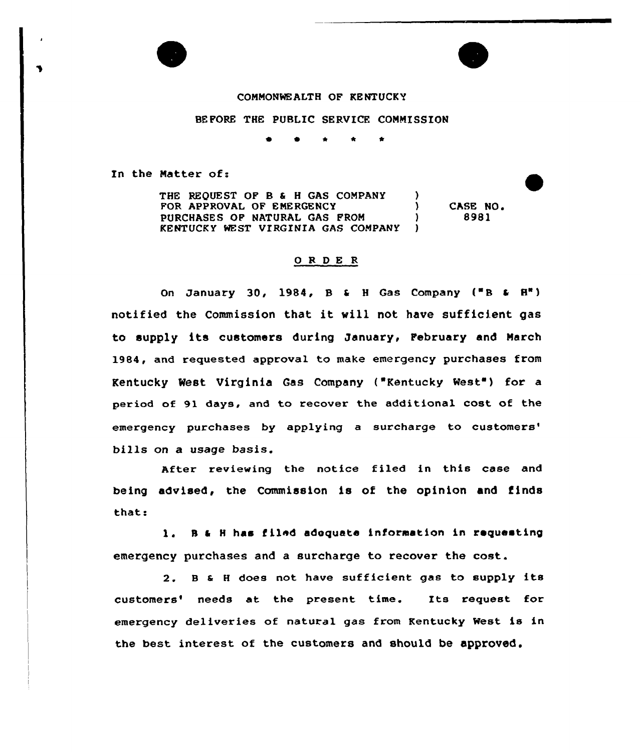COMMONWEALTH OF KENTUCKY

BEFORE THE PUBLIC SERVICE COMMISSION

\* \* \* \* \*

In the Matter of:

| | | |
|---|---|---|
| THE REQUEST OF B & H GAS COMPANY FOR APPROVAL OF EMERGENCY PURCHASES OF NATURAL GAS FROM KENTUCKY WEST VIRGINIA GAS COMPANY | ) ) ) ) | CASE NO. 8981 |

## O R D E R

On January 30, 1984, B & H Gas Company ("B & H") notified the Commission that it will not have sufficient gas to supply its customers during January, February and March 1984, and requested approval to make emergency purchases from Kentucky West Virginia Gas Company ("Kentucky West") for a period of 91 days, and to recover the additional cost of the emergency purchases by applying a surcharge to customers' bills on a usage basis.

After reviewing the notice filed in this case and being advised, the Commission is of the opinion and finds that:

1. B & H has filed adequate information in requesting emergency purchases and a surcharge to recover the cost.

2. B & H does not have sufficient gas to supply its customers' needs at the present time. Its request for emergency deliveries of natural gas from Kentucky West is in the best interest of the customers and should be approved.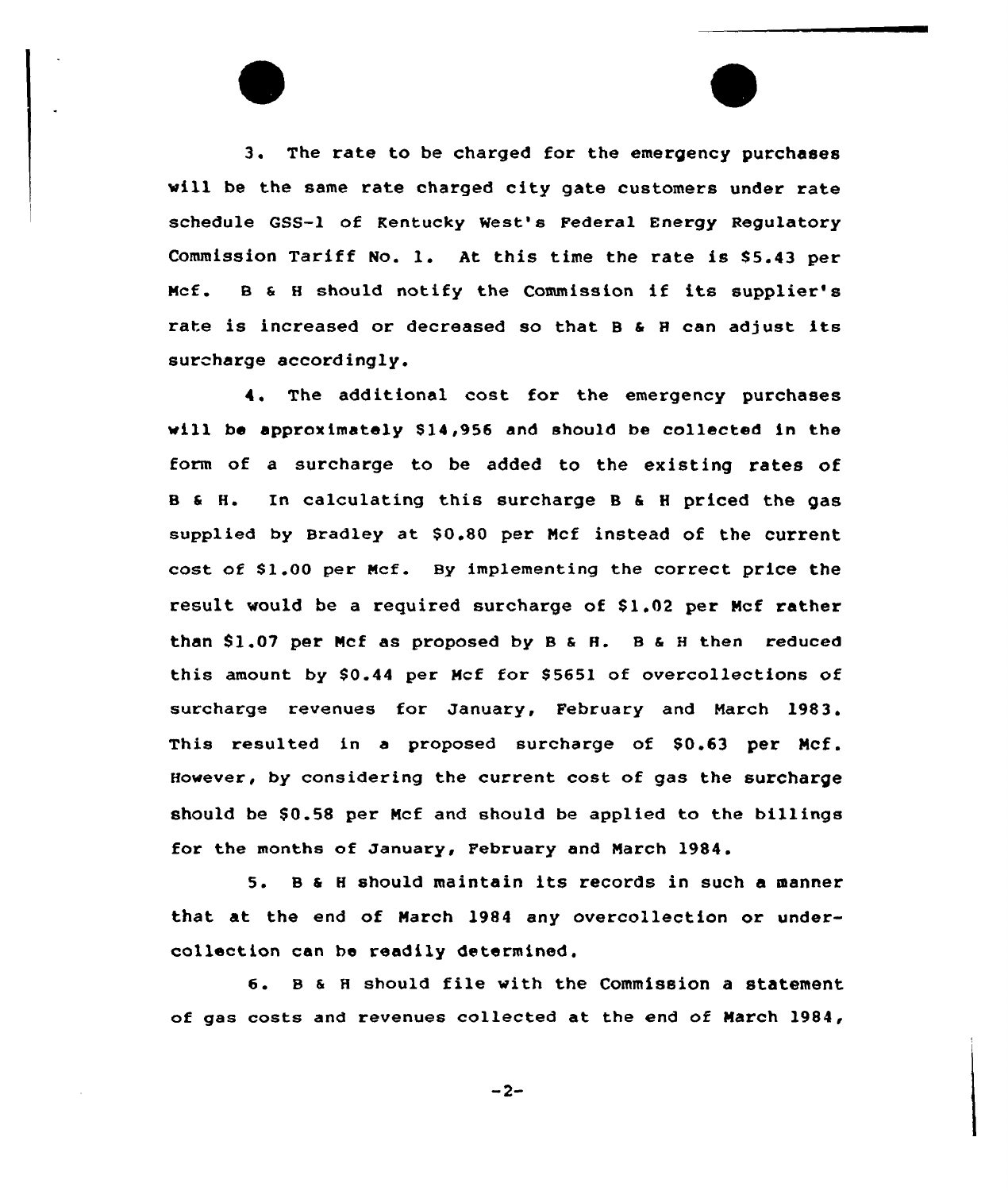3. The rate to be charged for the emergency purchases will be the same rate charged city gate customers under rate schedule GSS-1 of Kentucky West's Federal Energy Regulatory Commission Tariff No. 1. At this time the rate is $5.43 per Mcf. B & H should notify the Commission if its supplier's rate is increased or decreased so that B & H can adjust its surcharge accordingly.

4. The additional cost for the emergency purchases will be approximately $14,956 and should be collected in the form of a surcharge to be added to the existing rates of B & H. In calculating this surcharge B & H priced the gas supplied by Bradley at $0.80 per Mcf instead of the current cost of $1.00 per Mcf. By implementing the correct price the result would be a required surcharge of $1.02 per Mcf rather than $1.07 per Mcf as proposed by B & H. B & H then reduced this amount by $0.44 per Mcf for $5651 of overcollections of surcharge revenues for January, February and March 1983. This resulted in a proposed surcharge of $0.63 per Mcf. However, by considering the current cost of gas the surcharge should be $0.58 per Mcf and should be applied to the billings for the months of January, February and March 1984.

5. B & H should maintain its records in such a manner that at the end of March 1984 any overcollection or undercollection can be readily determined.

6. B & H should file with the Commission a statement of gas costs and revenues collected at the end of March 1984,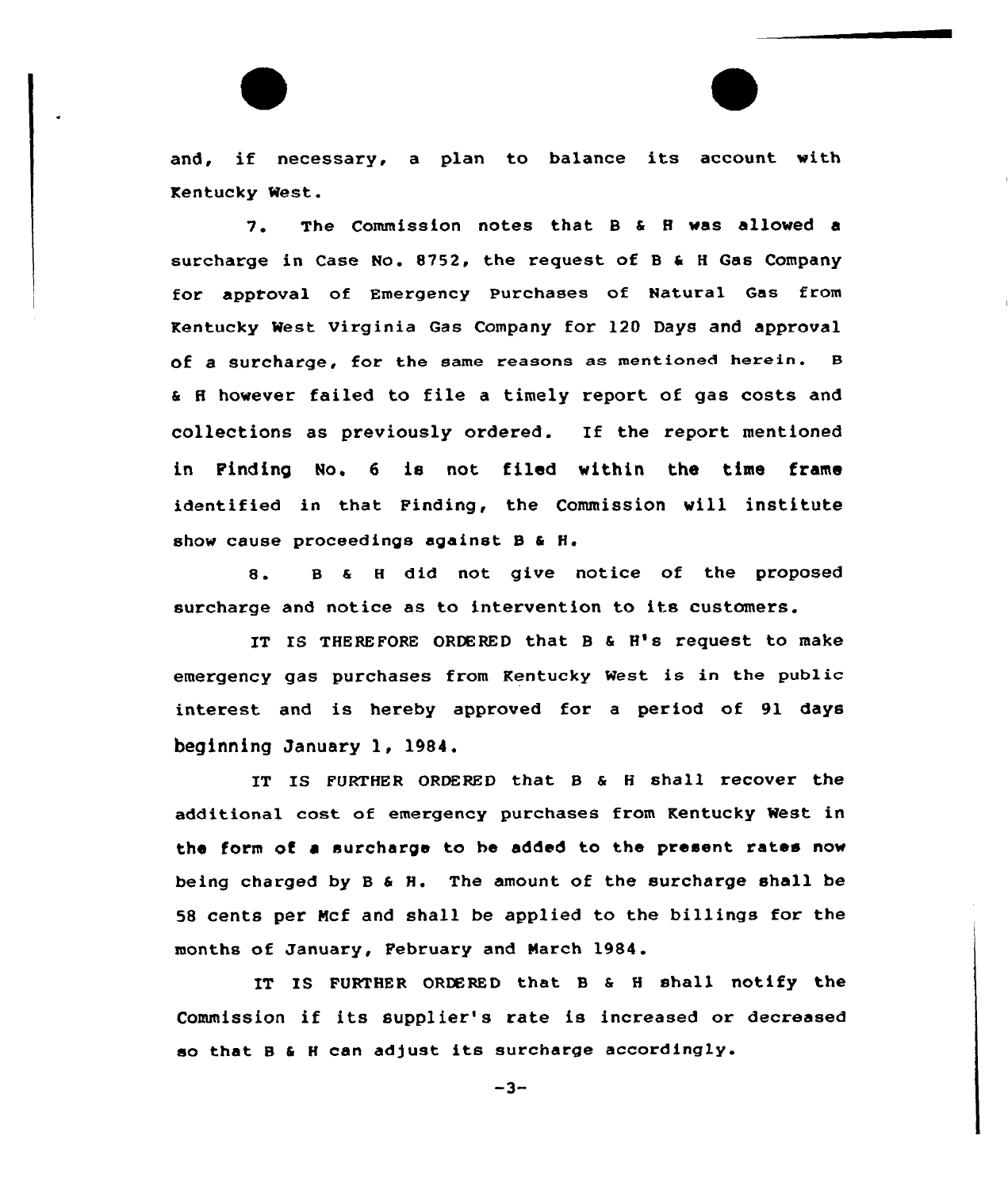and, if necessary, a plan to balance its account with Kentucky West.

7. The Commission notes that B & H was allowed a surcharge in Case No. 8752, the request of B & H Gas Company for approval of Emergency Purchases of Natural Gas from Kentucky West Virginia Gas Company for 120 Days and approval of a surcharge, for the same reasons as mentioned herein. B & H however failed to file a timely report of gas costs and collections as previously ordered. If the report mentioned in Finding No. 6 is not filed within the time frame identified in that Finding, the Commission will institute show cause proceedings against B & H.

8. B & H did not give notice of the proposed surcharge and notice as to intervention to its customers.

IT IS THEREFORE ORDERED that B & H's request to make emergency gas purchases from Kentucky West is in the public interest and is hereby approved for a period of 91 days beginning January 1, 1984.

IT IS FURTHER ORDERED that B & H shall recover the additional cost of emergency purchases from Kentucky West in the form of a surcharge to be added to the present rates now being charged by B & H. The amount of the surcharge shall be 58 cents per Mcf and shall be applied to the billings for the months of January, February and March 1984.

IT IS FURTHER ORDERED that B & H shall notify the Commission if its supplier's rate is increased or decreased so that B & H can adjust its surcharge accordingly.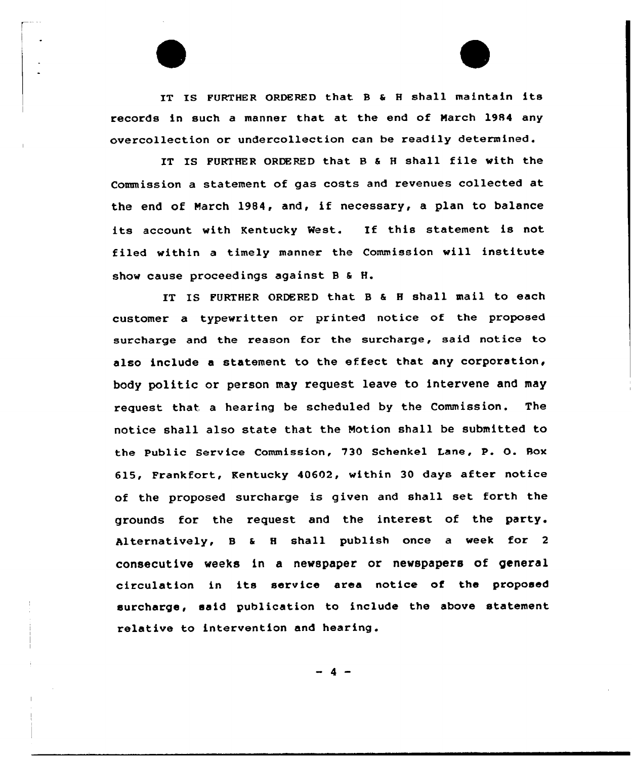IT IS FURTHER ORDERED that B & H shall maintain its records in such a manner that at the end of March 1984 any overcollection or undercollection can be readily determined.

IT IS FURTHER ORDERED that B & H shall file with the Commission a statement of gas costs and revenues collected at the end of March 1984, and, if necessary, a plan to balance its account with Kentucky West. If this statement is not filed within a timely manner the Commission will institute show cause proceedings against B & H.

IT IS FURTHER ORDERED that B & H shall mail to each customer a typewritten or printed notice of the proposed surcharge and the reason for the surcharge, said notice to also include a statement to the effect that any corporation, body politic or person may request leave to intervene and may request that a hearing be scheduled by the Commission. The notice shall also state that the Motion shall be submitted to the Public Service Commission, 730 Schenkel Lane, P. O. Box 615, Frankfort, Kentucky 40602, within 30 days after notice of the proposed surcharge is given and shall set forth the grounds for the request and the interest of the party. Alternatively, B & H shall publish once a week for 2 consecutive weeks in a newspaper or newspapers of general circulation in its service area notice of the proposed surcharge, said publication to include the above statement relative to intervention and hearing.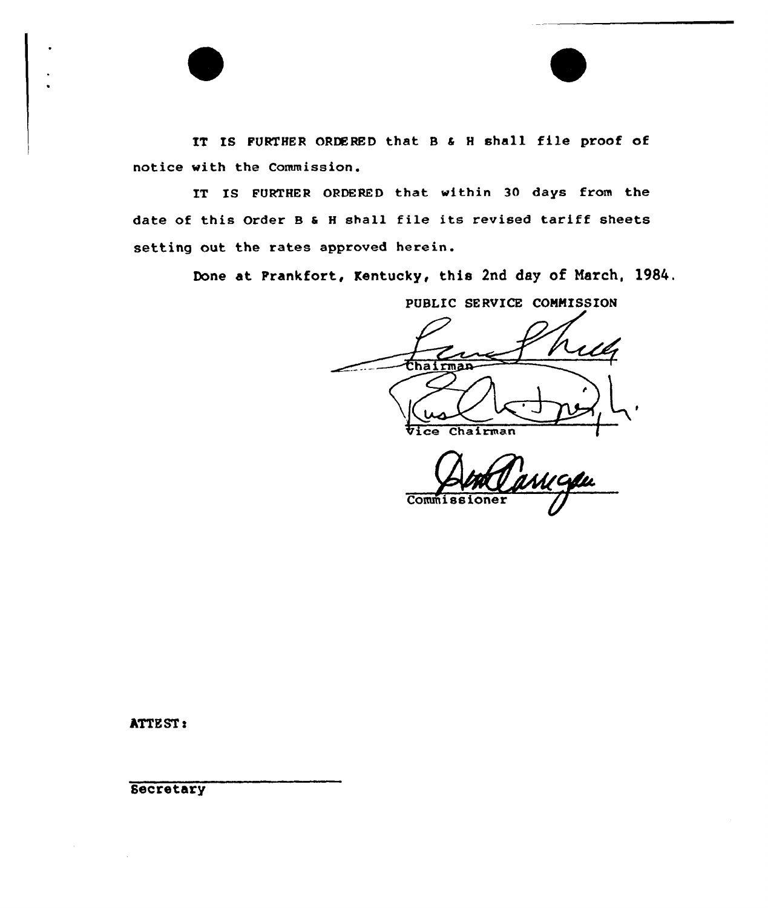IT IS FURTHER ORDERED that B & H shall file proof of notice with the Commission.

IT IS FURTHER ORDERED that within 30 days from the date of this Order B & H shall file its revised tariff sheets setting out the rates approved herein.

Done at Frankfort, Kentucky, this 2nd day of March, 1984.

PUBLIC SERVICE COMMISSION

Chairman

Vice Chairman

Commissioner

ATTEST:

Secretary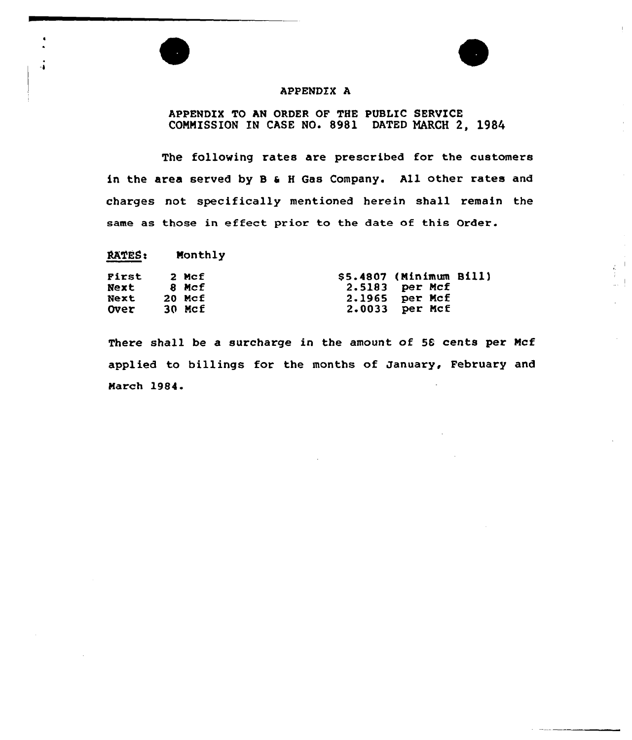# APPENDIX A

APPENDIX TO AN ORDER OF THE PUBLIC SERVICE COMMISSION IN CASE NO. 8981 DATED MARCH 2, 1984

The following rates are prescribed for the customers in the area served by B & H Gas Company. All other rates and charges not specifically mentioned herein shall remain the same as those in effect prior to the date of this Order.

RATES: Monthly

| | | |
|---|---|---|
| First | 2 Mcf | $5.4807 (Minimum Bill) |
| Next | 8 Mcf | 2.5183 per Mcf |
| Next | 20 Mcf | 2.1965 per Mcf |
| Over | 30 Mcf | 2.0033 per Mcf |

There shall be a surcharge in the amount of 58 cents per Mcf applied to billings for the months of January, February and March 1984.